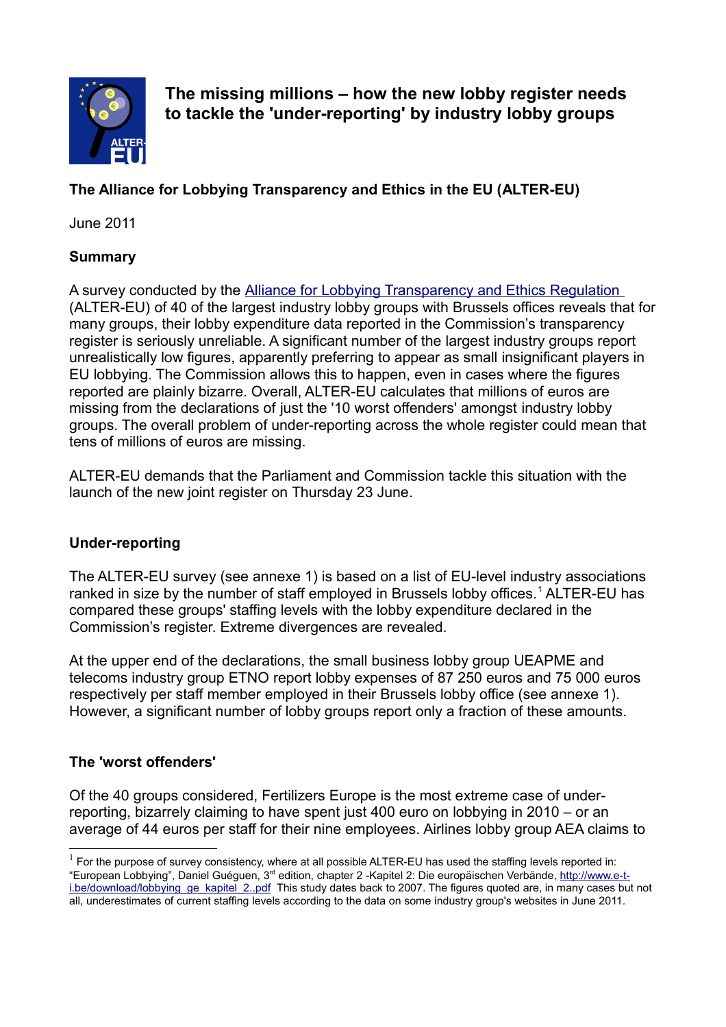# The missing millions – how the new lobby register needs to tackle the 'under-reporting' by industry lobby groups

**The Alliance for Lobbying Transparency and Ethics in the EU (ALTER-EU)**

June 2011

### Summary

A survey conducted by the Alliance for Lobbying Transparency and Ethics Regulation (ALTER-EU) of 40 of the largest industry lobby groups with Brussels offices reveals that for many groups, their lobby expenditure data reported in the Commission's transparency register is seriously unreliable. A significant number of the largest industry groups report unrealistically low figures, apparently preferring to appear as small insignificant players in EU lobbying. The Commission allows this to happen, even in cases where the figures reported are plainly bizarre. Overall, ALTER-EU calculates that millions of euros are missing from the declarations of just the '10 worst offenders' amongst industry lobby groups. The overall problem of under-reporting across the whole register could mean that tens of millions of euros are missing.

ALTER-EU demands that the Parliament and Commission tackle this situation with the launch of the new joint register on Thursday 23 June.

### Under-reporting

The ALTER-EU survey (see annexe 1) is based on a list of EU-level industry associations ranked in size by the number of staff employed in Brussels lobby offices.[1] ALTER-EU has compared these groups' staffing levels with the lobby expenditure declared in the Commission's register. Extreme divergences are revealed.

At the upper end of the declarations, the small business lobby group UEAPME and telecoms industry group ETNO report lobby expenses of 87 250 euros and 75 000 euros respectively per staff member employed in their Brussels lobby office (see annexe 1). However, a significant number of lobby groups report only a fraction of these amounts.

### The 'worst offenders'

Of the 40 groups considered, Fertilizers Europe is the most extreme case of under-reporting, bizarrely claiming to have spent just 400 euro on lobbying in 2010 – or an average of 44 euros per staff for their nine employees. Airlines lobby group AEA claims to

---

[1] For the purpose of survey consistency, where at all possible ALTER-EU has used the staffing levels reported in: "European Lobbying", Daniel Guéguen, 3rd edition, chapter 2 -Kapitel 2: Die europäischen Verbände, http://www.e-t-i.be/download/lobbying_ge_kapitel_2..pdf This study dates back to 2007. The figures quoted are, in many cases but not all, underestimates of current staffing levels according to the data on some industry group's websites in June 2011.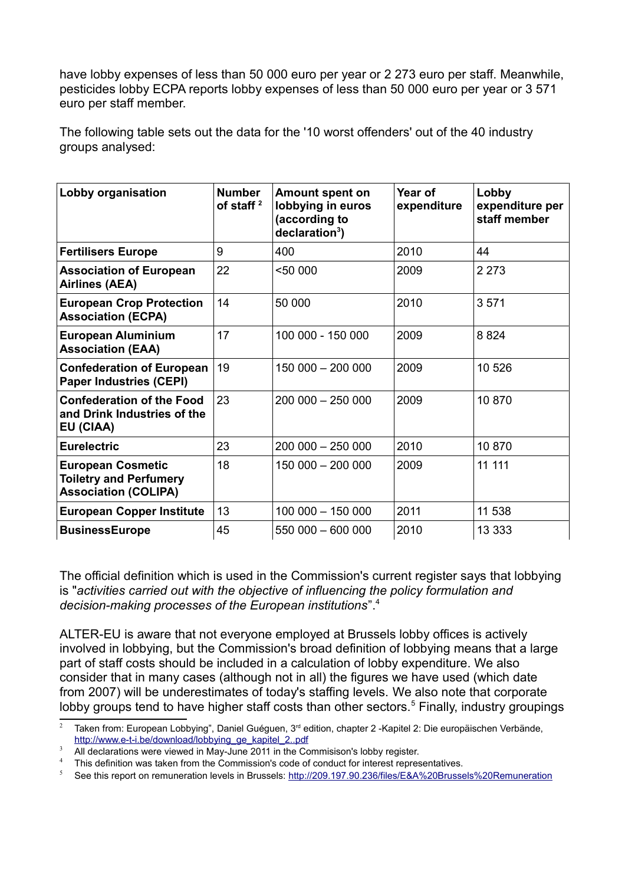have lobby expenses of less than 50 000 euro per year or 2 273 euro per staff. Meanwhile, pesticides lobby ECPA reports lobby expenses of less than 50 000 euro per year or 3 571 euro per staff member.

The following table sets out the data for the '10 worst offenders' out of the 40 industry groups analysed:

| Lobby organisation | Number of staff [2] | Amount spent on lobbying in euros (according to declaration[3]) | Year of expenditure | Lobby expenditure per staff member |
|---|---|---|---|---|
| **Fertilisers Europe** | 9 | 400 | 2010 | 44 |
| **Association of European Airlines (AEA)** | 22 | <50 000 | 2009 | 2 273 |
| **European Crop Protection Association (ECPA)** | 14 | 50 000 | 2010 | 3 571 |
| **European Aluminium Association (EAA)** | 17 | 100 000 - 150 000 | 2009 | 8 824 |
| **Confederation of European Paper Industries (CEPI)** | 19 | 150 000 – 200 000 | 2009 | 10 526 |
| **Confederation of the Food and Drink Industries of the EU (CIAA)** | 23 | 200 000 – 250 000 | 2009 | 10 870 |
| **Eurelectric** | 23 | 200 000 – 250 000 | 2010 | 10 870 |
| **European Cosmetic Toiletry and Perfumery Association (COLIPA)** | 18 | 150 000 – 200 000 | 2009 | 11 111 |
| **European Copper Institute** | 13 | 100 000 – 150 000 | 2011 | 11 538 |
| **BusinessEurope** | 45 | 550 000 – 600 000 | 2010 | 13 333 |

The official definition which is used in the Commission's current register says that lobbying is "*activities carried out with the objective of influencing the policy formulation and decision-making processes of the European institutions*".[4]

ALTER-EU is aware that not everyone employed at Brussels lobby offices is actively involved in lobbying, but the Commission's broad definition of lobbying means that a large part of staff costs should be included in a calculation of lobby expenditure. We also consider that in many cases (although not in all) the figures we have used (which date from 2007) will be underestimates of today's staffing levels. We also note that corporate lobby groups tend to have higher staff costs than other sectors.[5] Finally, industry groupings

---

[2] Taken from: European Lobbying", Daniel Guéguen, 3rd edition, chapter 2 -Kapitel 2: Die europäischen Verbände, http://www.e-t-i.be/download/lobbying_ge_kapitel_2..pdf

[3] All declarations were viewed in May-June 2011 in the Commisison's lobby register.

[4] This definition was taken from the Commission's code of conduct for interest representatives.

[5] See this report on remuneration levels in Brussels: http://209.197.90.236/files/E&A%20Brussels%20Remuneration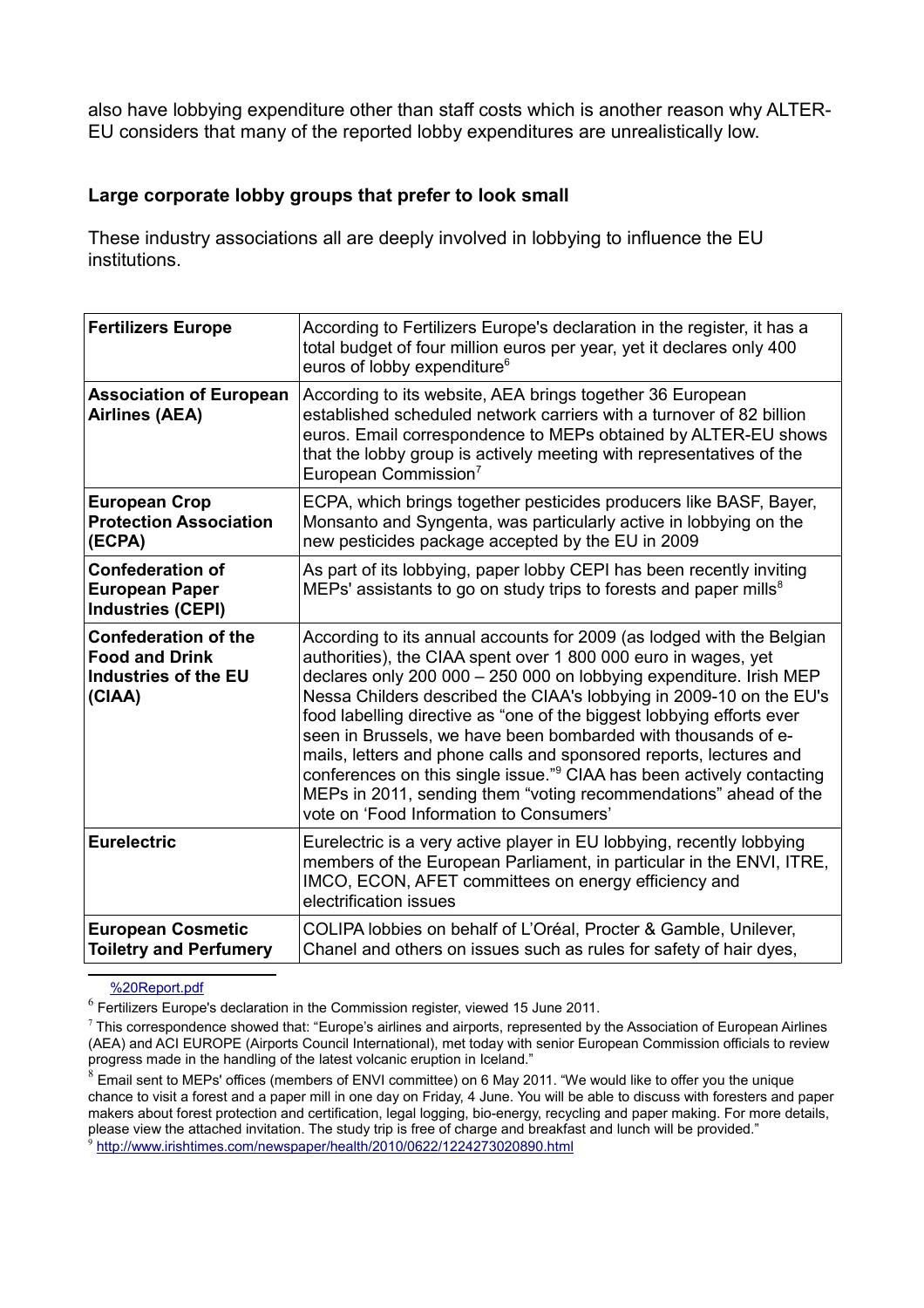also have lobbying expenditure other than staff costs which is another reason why ALTER-EU considers that many of the reported lobby expenditures are unrealistically low.

**Large corporate lobby groups that prefer to look small**

These industry associations all are deeply involved in lobbying to influence the EU institutions.

| | |
|---|---|
| **Fertilizers Europe** | According to Fertilizers Europe's declaration in the register, it has a total budget of four million euros per year, yet it declares only 400 euros of lobby expenditure[6] |
| **Association of European Airlines (AEA)** | According to its website, AEA brings together 36 European established scheduled network carriers with a turnover of 82 billion euros. Email correspondence to MEPs obtained by ALTER-EU shows that the lobby group is actively meeting with representatives of the European Commission[7] |
| **European Crop Protection Association (ECPA)** | ECPA, which brings together pesticides producers like BASF, Bayer, Monsanto and Syngenta, was particularly active in lobbying on the new pesticides package accepted by the EU in 2009 |
| **Confederation of European Paper Industries (CEPI)** | As part of its lobbying, paper lobby CEPI has been recently inviting MEPs' assistants to go on study trips to forests and paper mills[8] |
| **Confederation of the Food and Drink Industries of the EU (CIAA)** | According to its annual accounts for 2009 (as lodged with the Belgian authorities), the CIAA spent over 1 800 000 euro in wages, yet declares only 200 000 – 250 000 on lobbying expenditure. Irish MEP Nessa Childers described the CIAA's lobbying in 2009-10 on the EU's food labelling directive as "one of the biggest lobbying efforts ever seen in Brussels, we have been bombarded with thousands of e-mails, letters and phone calls and sponsored reports, lectures and conferences on this single issue."[9] CIAA has been actively contacting MEPs in 2011, sending them "voting recommendations" ahead of the vote on 'Food Information to Consumers' |
| **Eurelectric** | Eurelectric is a very active player in EU lobbying, recently lobbying members of the European Parliament, in particular in the ENVI, ITRE, IMCO, ECON, AFET committees on energy efficiency and electrification issues |
| **European Cosmetic Toiletry and Perfumery** | COLIPA lobbies on behalf of L'Oréal, Procter & Gamble, Unilever, Chanel and others on issues such as rules for safety of hair dyes, |

%20Report.pdf

[6] Fertilizers Europe's declaration in the Commission register, viewed 15 June 2011.

[7] This correspondence showed that: "Europe's airlines and airports, represented by the Association of European Airlines (AEA) and ACI EUROPE (Airports Council International), met today with senior European Commission officials to review progress made in the handling of the latest volcanic eruption in Iceland."

[8] Email sent to MEPs' offices (members of ENVI committee) on 6 May 2011. "We would like to offer you the unique chance to visit a forest and a paper mill in one day on Friday, 4 June. You will be able to discuss with foresters and paper makers about forest protection and certification, legal logging, bio-energy, recycling and paper making. For more details, please view the attached invitation. The study trip is free of charge and breakfast and lunch will be provided."

[9] http://www.irishtimes.com/newspaper/health/2010/0622/1224273020890.html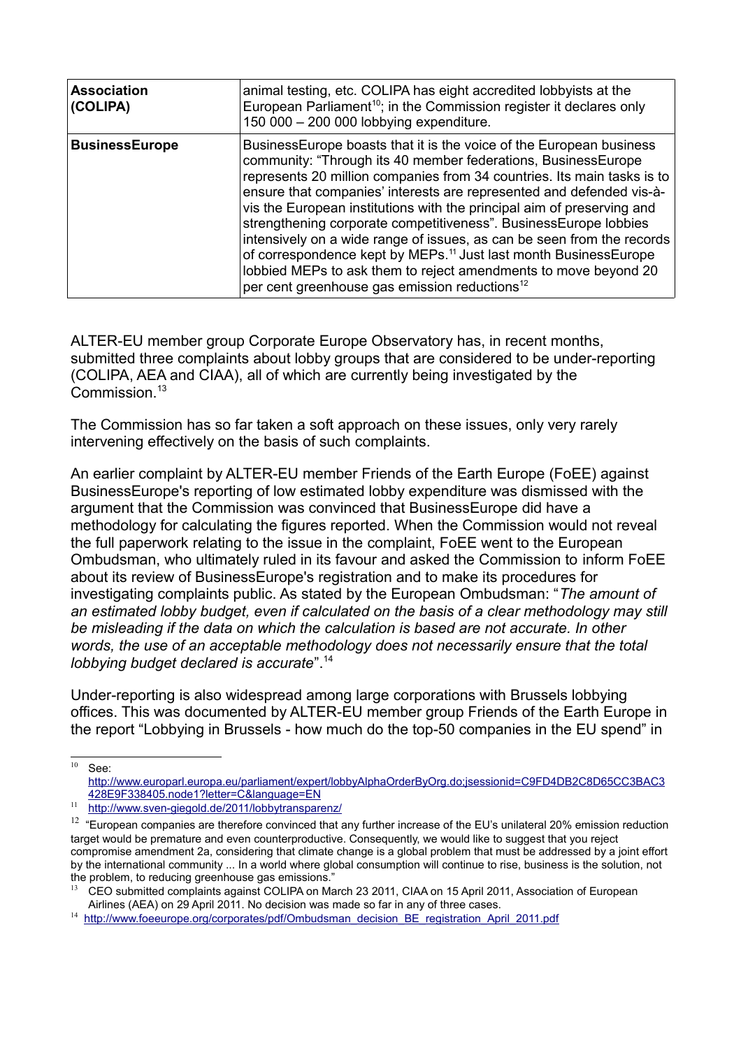| | |
|---|---|
| **Association (COLIPA)** | animal testing, etc. COLIPA has eight accredited lobbyists at the European Parliament[10]; in the Commission register it declares only 150 000 – 200 000 lobbying expenditure. |
| **BusinessEurope** | BusinessEurope boasts that it is the voice of the European business community: "Through its 40 member federations, BusinessEurope represents 20 million companies from 34 countries. Its main tasks is to ensure that companies' interests are represented and defended vis-à-vis the European institutions with the principal aim of preserving and strengthening corporate competitiveness". BusinessEurope lobbies intensively on a wide range of issues, as can be seen from the records of correspondence kept by MEPs.[11] Just last month BusinessEurope lobbied MEPs to ask them to reject amendments to move beyond 20 per cent greenhouse gas emission reductions[12] |

ALTER-EU member group Corporate Europe Observatory has, in recent months, submitted three complaints about lobby groups that are considered to be under-reporting (COLIPA, AEA and CIAA), all of which are currently being investigated by the Commission.[13]

The Commission has so far taken a soft approach on these issues, only very rarely intervening effectively on the basis of such complaints.

An earlier complaint by ALTER-EU member Friends of the Earth Europe (FoEE) against BusinessEurope's reporting of low estimated lobby expenditure was dismissed with the argument that the Commission was convinced that BusinessEurope did have a methodology for calculating the figures reported. When the Commission would not reveal the full paperwork relating to the issue in the complaint, FoEE went to the European Ombudsman, who ultimately ruled in its favour and asked the Commission to inform FoEE about its review of BusinessEurope's registration and to make its procedures for investigating complaints public. As stated by the European Ombudsman: "*The amount of an estimated lobby budget, even if calculated on the basis of a clear methodology may still be misleading if the data on which the calculation is based are not accurate. In other words, the use of an acceptable methodology does not necessarily ensure that the total lobbying budget declared is accurate*".[14]

Under-reporting is also widespread among large corporations with Brussels lobbying offices. This was documented by ALTER-EU member group Friends of the Earth Europe in the report "Lobbying in Brussels - how much do the top-50 companies in the EU spend" in

---

[10] See: http://www.europarl.europa.eu/parliament/expert/lobbyAlphaOrderByOrg.do;jsessionid=C9FD4DB2C8D65CC3BAC3428E9F338405.node1?letter=C&language=EN

[11] http://www.sven-giegold.de/2011/lobbytransparenz/

[12] "European companies are therefore convinced that any further increase of the EU's unilateral 20% emission reduction target would be premature and even counterproductive. Consequently, we would like to suggest that you reject compromise amendment 2a, considering that climate change is a global problem that must be addressed by a joint effort by the international community ... In a world where global consumption will continue to rise, business is the solution, not the problem, to reducing greenhouse gas emissions."

[13] CEO submitted complaints against COLIPA on March 23 2011, CIAA on 15 April 2011, Association of European Airlines (AEA) on 29 April 2011. No decision was made so far in any of three cases.

[14] http://www.foeeurope.org/corporates/pdf/Ombudsman_decision_BE_registration_April_2011.pdf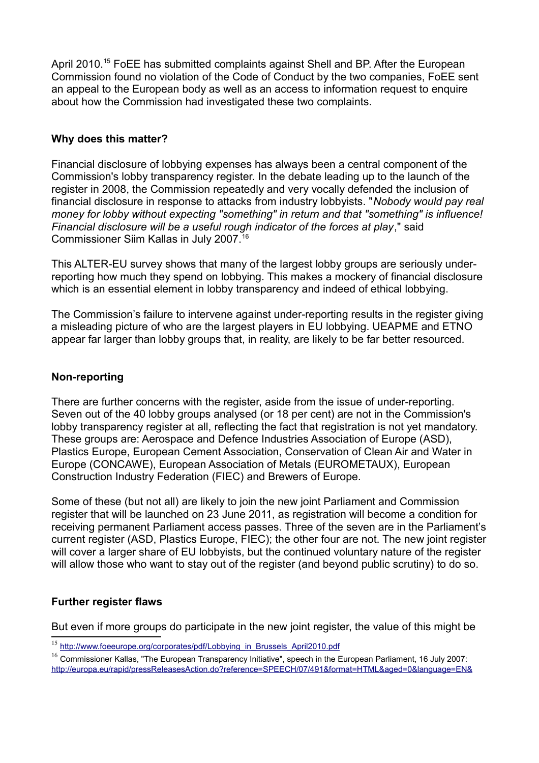April 2010.[15] FoEE has submitted complaints against Shell and BP. After the European Commission found no violation of the Code of Conduct by the two companies, FoEE sent an appeal to the European body as well as an access to information request to enquire about how the Commission had investigated these two complaints.

**Why does this matter?**

Financial disclosure of lobbying expenses has always been a central component of the Commission's lobby transparency register. In the debate leading up to the launch of the register in 2008, the Commission repeatedly and very vocally defended the inclusion of financial disclosure in response to attacks from industry lobbyists. "*Nobody would pay real money for lobby without expecting "something" in return and that "something" is influence! Financial disclosure will be a useful rough indicator of the forces at play*," said Commissioner Siim Kallas in July 2007.[16]

This ALTER-EU survey shows that many of the largest lobby groups are seriously under-reporting how much they spend on lobbying. This makes a mockery of financial disclosure which is an essential element in lobby transparency and indeed of ethical lobbying.

The Commission's failure to intervene against under-reporting results in the register giving a misleading picture of who are the largest players in EU lobbying. UEAPME and ETNO appear far larger than lobby groups that, in reality, are likely to be far better resourced.

**Non-reporting**

There are further concerns with the register, aside from the issue of under-reporting. Seven out of the 40 lobby groups analysed (or 18 per cent) are not in the Commission's lobby transparency register at all, reflecting the fact that registration is not yet mandatory. These groups are: Aerospace and Defence Industries Association of Europe (ASD), Plastics Europe, European Cement Association, Conservation of Clean Air and Water in Europe (CONCAWE), European Association of Metals (EUROMETAUX), European Construction Industry Federation (FIEC) and Brewers of Europe.

Some of these (but not all) are likely to join the new joint Parliament and Commission register that will be launched on 23 June 2011, as registration will become a condition for receiving permanent Parliament access passes. Three of the seven are in the Parliament's current register (ASD, Plastics Europe, FIEC); the other four are not. The new joint register will cover a larger share of EU lobbyists, but the continued voluntary nature of the register will allow those who want to stay out of the register (and beyond public scrutiny) to do so.

**Further register flaws**

But even if more groups do participate in the new joint register, the value of this might be

[15] http://www.foeeurope.org/corporates/pdf/Lobbying_in_Brussels_April2010.pdf

[16] Commissioner Kallas, "The European Transparency Initiative", speech in the European Parliament, 16 July 2007: http://europa.eu/rapid/pressReleasesAction.do?reference=SPEECH/07/491&format=HTML&aged=0&language=EN&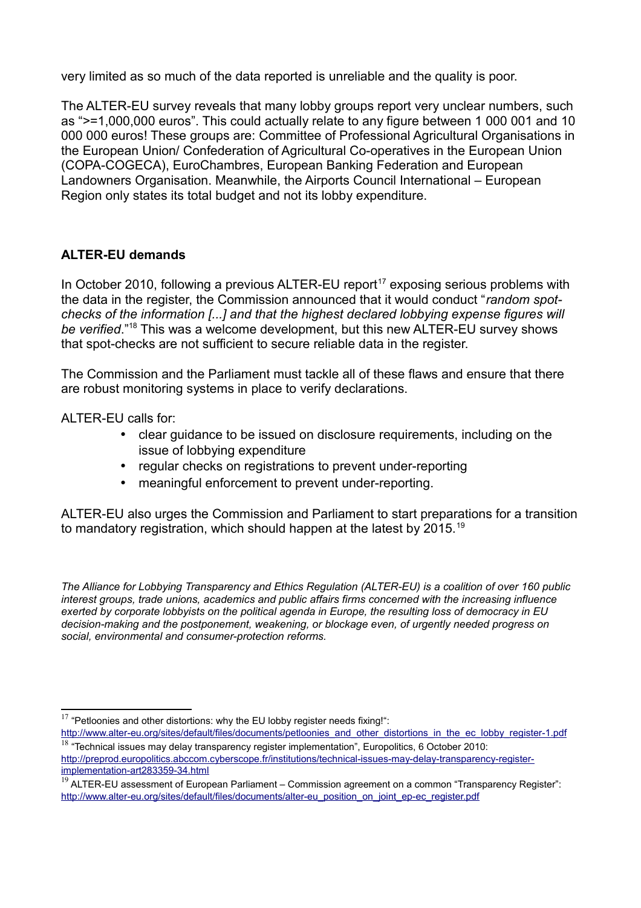very limited as so much of the data reported is unreliable and the quality is poor.

The ALTER-EU survey reveals that many lobby groups report very unclear numbers, such as ">=1,000,000 euros". This could actually relate to any figure between 1 000 001 and 10 000 000 euros! These groups are: Committee of Professional Agricultural Organisations in the European Union/ Confederation of Agricultural Co-operatives in the European Union (COPA-COGECA), EuroChambres, European Banking Federation and European Landowners Organisation. Meanwhile, the Airports Council International – European Region only states its total budget and not its lobby expenditure.

**ALTER-EU demands**

In October 2010, following a previous ALTER-EU report[17] exposing serious problems with the data in the register, the Commission announced that it would conduct "*random spot-checks of the information [...] and that the highest declared lobbying expense figures will be verified*."[18] This was a welcome development, but this new ALTER-EU survey shows that spot-checks are not sufficient to secure reliable data in the register.

The Commission and the Parliament must tackle all of these flaws and ensure that there are robust monitoring systems in place to verify declarations.

ALTER-EU calls for:

- clear guidance to be issued on disclosure requirements, including on the issue of lobbying expenditure
- regular checks on registrations to prevent under-reporting
- meaningful enforcement to prevent under-reporting.

ALTER-EU also urges the Commission and Parliament to start preparations for a transition to mandatory registration, which should happen at the latest by 2015.[19]

*The Alliance for Lobbying Transparency and Ethics Regulation (ALTER-EU) is a coalition of over 160 public interest groups, trade unions, academics and public affairs firms concerned with the increasing influence exerted by corporate lobbyists on the political agenda in Europe, the resulting loss of democracy in EU decision-making and the postponement, weakening, or blockage even, of urgently needed progress on social, environmental and consumer-protection reforms.*

---

[17] "Petloonies and other distortions: why the EU lobby register needs fixing!": http://www.alter-eu.org/sites/default/files/documents/petloonies_and_other_distortions_in_the_ec_lobby_register-1.pdf

[18] "Technical issues may delay transparency register implementation", Europolitics, 6 October 2010: http://preprod.europolitics.abccom.cyberscope.fr/institutions/technical-issues-may-delay-transparency-register-implementation-art283359-34.html

[19] ALTER-EU assessment of European Parliament – Commission agreement on a common "Transparency Register": http://www.alter-eu.org/sites/default/files/documents/alter-eu_position_on_joint_ep-ec_register.pdf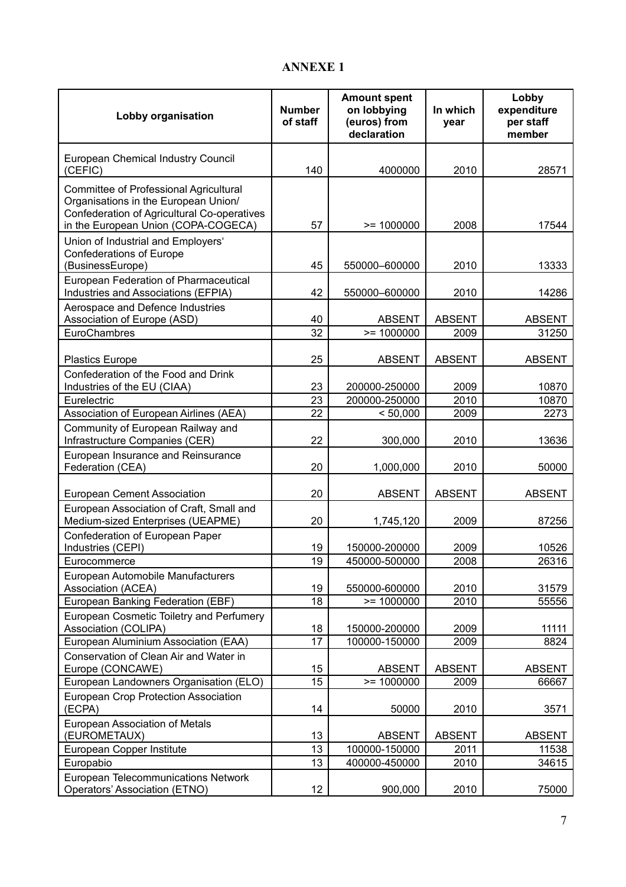# ANNEXE 1

| Lobby organisation | Number of staff | Amount spent on lobbying (euros) from declaration | In which year | Lobby expenditure per staff member |
|---|---|---|---|---|
| European Chemical Industry Council (CEFIC) | 140 | 4000000 | 2010 | 28571 |
| Committee of Professional Agricultural Organisations in the European Union/ Confederation of Agricultural Co-operatives in the European Union (COPA-COGECA) | 57 | >= 1000000 | 2008 | 17544 |
| Union of Industrial and Employers' Confederations of Europe (BusinessEurope) | 45 | 550000–600000 | 2010 | 13333 |
| European Federation of Pharmaceutical Industries and Associations (EFPIA) | 42 | 550000–600000 | 2010 | 14286 |
| Aerospace and Defence Industries Association of Europe (ASD) | 40 | ABSENT | ABSENT | ABSENT |
| EuroChambres | 32 | >= 1000000 | 2009 | 31250 |
| Plastics Europe | 25 | ABSENT | ABSENT | ABSENT |
| Confederation of the Food and Drink Industries of the EU (CIAA) | 23 | 200000-250000 | 2009 | 10870 |
| Eurelectric | 23 | 200000-250000 | 2010 | 10870 |
| Association of European Airlines (AEA) | 22 | < 50,000 | 2009 | 2273 |
| Community of European Railway and Infrastructure Companies (CER) | 22 | 300,000 | 2010 | 13636 |
| European Insurance and Reinsurance Federation (CEA) | 20 | 1,000,000 | 2010 | 50000 |
| European Cement Association | 20 | ABSENT | ABSENT | ABSENT |
| European Association of Craft, Small and Medium-sized Enterprises (UEAPME) | 20 | 1,745,120 | 2009 | 87256 |
| Confederation of European Paper Industries (CEPI) | 19 | 150000-200000 | 2009 | 10526 |
| Eurocommerce | 19 | 450000-500000 | 2008 | 26316 |
| European Automobile Manufacturers Association (ACEA) | 19 | 550000-600000 | 2010 | 31579 |
| European Banking Federation (EBF) | 18 | >= 1000000 | 2010 | 55556 |
| European Cosmetic Toiletry and Perfumery Association (COLIPA) | 18 | 150000-200000 | 2009 | 11111 |
| European Aluminium Association (EAA) | 17 | 100000-150000 | 2009 | 8824 |
| Conservation of Clean Air and Water in Europe (CONCAWE) | 15 | ABSENT | ABSENT | ABSENT |
| European Landowners Organisation (ELO) | 15 | >= 1000000 | 2009 | 66667 |
| European Crop Protection Association (ECPA) | 14 | 50000 | 2010 | 3571 |
| European Association of Metals (EUROMETAUX) | 13 | ABSENT | ABSENT | ABSENT |
| European Copper Institute | 13 | 100000-150000 | 2011 | 11538 |
| Europabio | 13 | 400000-450000 | 2010 | 34615 |
| European Telecommunications Network Operators' Association (ETNO) | 12 | 900,000 | 2010 | 75000 |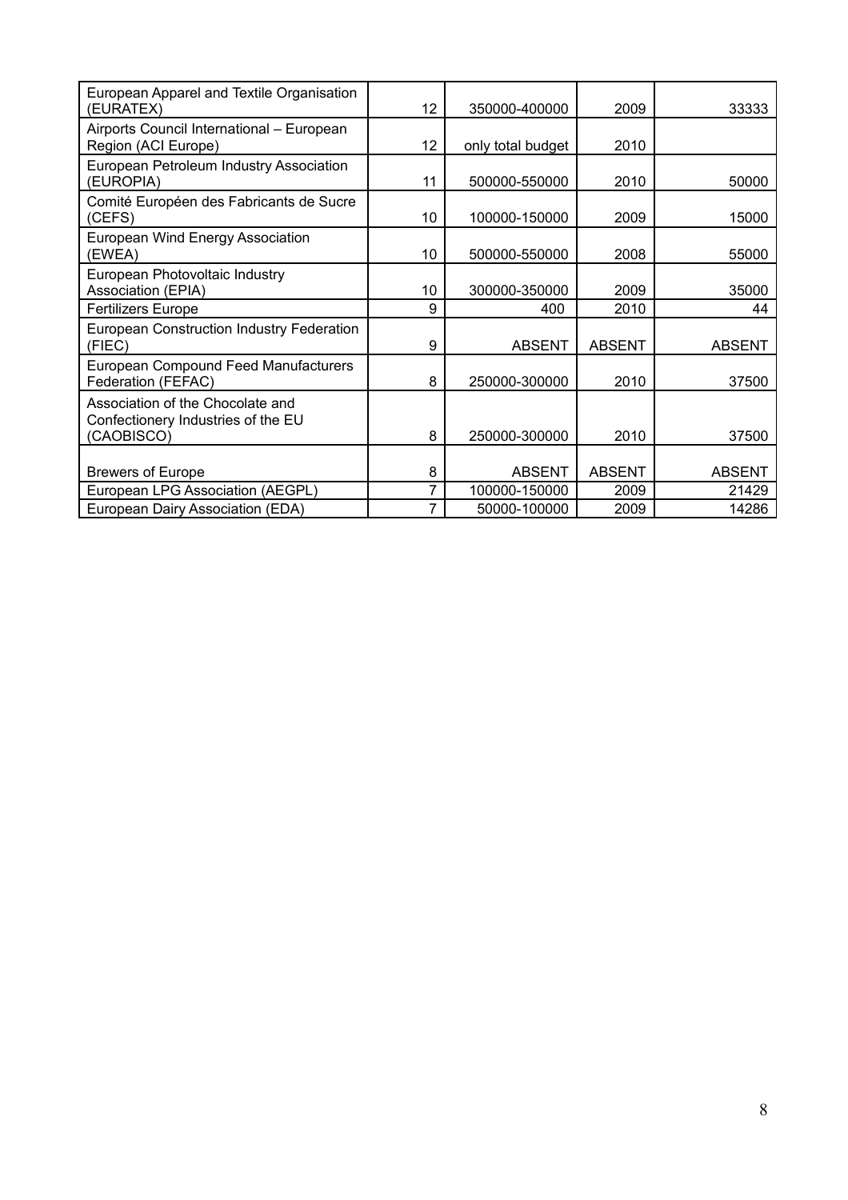| | | | | |
|---|---|---|---|---|
| European Apparel and Textile Organisation (EURATEX) | 12 | 350000-400000 | 2009 | 33333 |
| Airports Council International – European Region (ACI Europe) | 12 | only total budget | 2010 | |
| European Petroleum Industry Association (EUROPIA) | 11 | 500000-550000 | 2010 | 50000 |
| Comité Européen des Fabricants de Sucre (CEFS) | 10 | 100000-150000 | 2009 | 15000 |
| European Wind Energy Association (EWEA) | 10 | 500000-550000 | 2008 | 55000 |
| European Photovoltaic Industry Association (EPIA) | 10 | 300000-350000 | 2009 | 35000 |
| Fertilizers Europe | 9 | 400 | 2010 | 44 |
| European Construction Industry Federation (FIEC) | 9 | ABSENT | ABSENT | ABSENT |
| European Compound Feed Manufacturers Federation (FEFAC) | 8 | 250000-300000 | 2010 | 37500 |
| Association of the Chocolate and Confectionery Industries of the EU (CAOBISCO) | 8 | 250000-300000 | 2010 | 37500 |
| Brewers of Europe | 8 | ABSENT | ABSENT | ABSENT |
| European LPG Association (AEGPL) | 7 | 100000-150000 | 2009 | 21429 |
| European Dairy Association (EDA) | 7 | 50000-100000 | 2009 | 14286 |